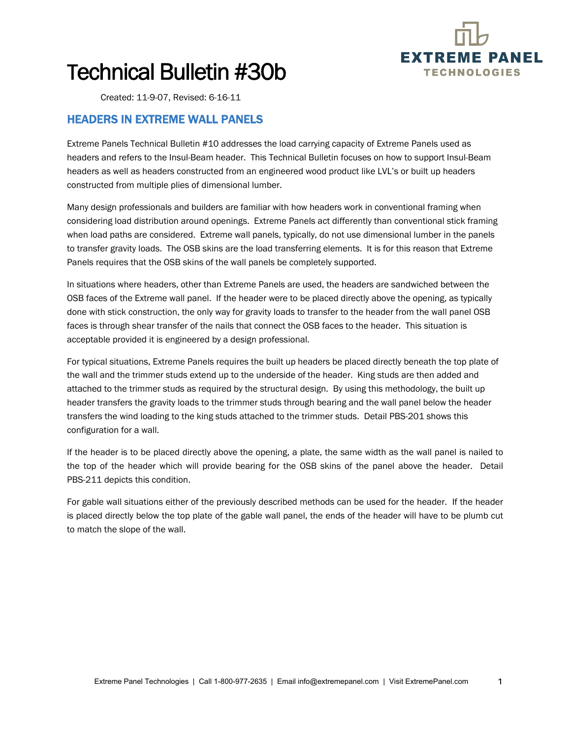# Technical Bulletin #30b

Created: 11-9-07, Revised: 6-16-11

## HEADERS IN EXTREME WALL PANELS

Extreme Panels Technical Bulletin #10 addresses the load carrying capacity of Extreme Panels used as headers and refers to the Insul-Beam header. This Technical Bulletin focuses on how to support Insul-Beam headers as well as headers constructed from an engineered wood product like LVL's or built up headers constructed from multiple plies of dimensional lumber.

Many design professionals and builders are familiar with how headers work in conventional framing when considering load distribution around openings. Extreme Panels act differently than conventional stick framing when load paths are considered. Extreme wall panels, typically, do not use dimensional lumber in the panels to transfer gravity loads. The OSB skins are the load transferring elements. It is for this reason that Extreme Panels requires that the OSB skins of the wall panels be completely supported.

In situations where headers, other than Extreme Panels are used, the headers are sandwiched between the OSB faces of the Extreme wall panel. If the header were to be placed directly above the opening, as typically done with stick construction, the only way for gravity loads to transfer to the header from the wall panel OSB faces is through shear transfer of the nails that connect the OSB faces to the header. This situation is acceptable provided it is engineered by a design professional.

For typical situations, Extreme Panels requires the built up headers be placed directly beneath the top plate of the wall and the trimmer studs extend up to the underside of the header. King studs are then added and attached to the trimmer studs as required by the structural design. By using this methodology, the built up header transfers the gravity loads to the trimmer studs through bearing and the wall panel below the header transfers the wind loading to the king studs attached to the trimmer studs. Detail PBS-201 shows this configuration for a wall.

If the header is to be placed directly above the opening, a plate, the same width as the wall panel is nailed to the top of the header which will provide bearing for the OSB skins of the panel above the header. Detail PBS-211 depicts this condition.

For gable wall situations either of the previously described methods can be used for the header. If the header is placed directly below the top plate of the gable wall panel, the ends of the header will have to be plumb cut to match the slope of the wall.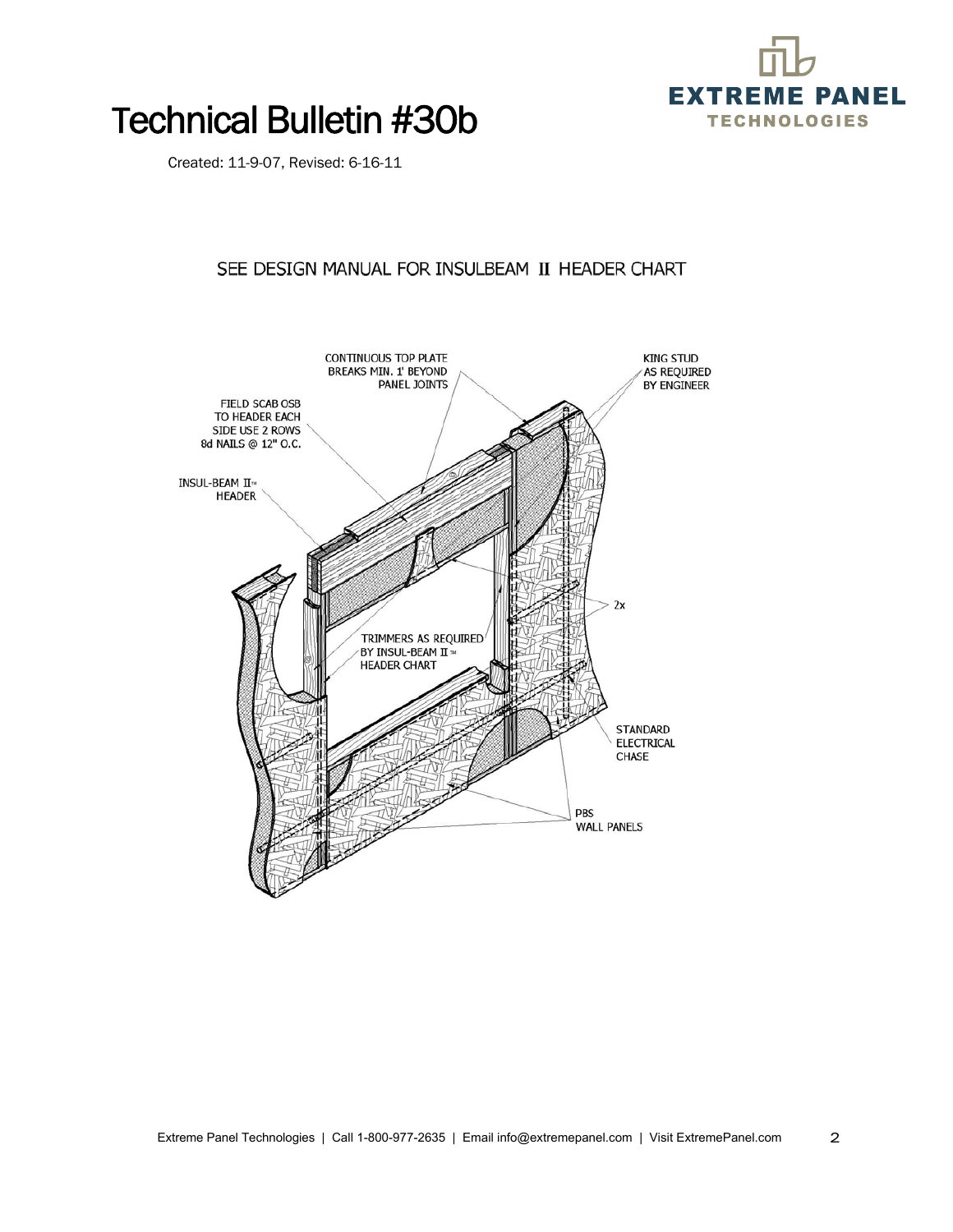# Technical Bulletin #30b

Created: 11-9-07, Revised: 6-16-11

SEE DESIGN MANUAL FOR INSULBEAM II HEADER CHART

CONTINUOUS TOP PLATE BREAKS MIN. 1' BEYOND PANEL JOINTS

KING STUD AS REQUIRED BY ENGINEER

FIELD SCAB OSB TO HEADER EACH SIDE USE 2 ROWS 8d NAILS @ 12" O.C.

INSUL-BEAM II™ HEADER

2x

TRIMMERS AS REQUIRED BY INSUL-BEAM II™ HEADER CHART

STANDARD ELECTRICAL CHASE

PBS WALL PANELS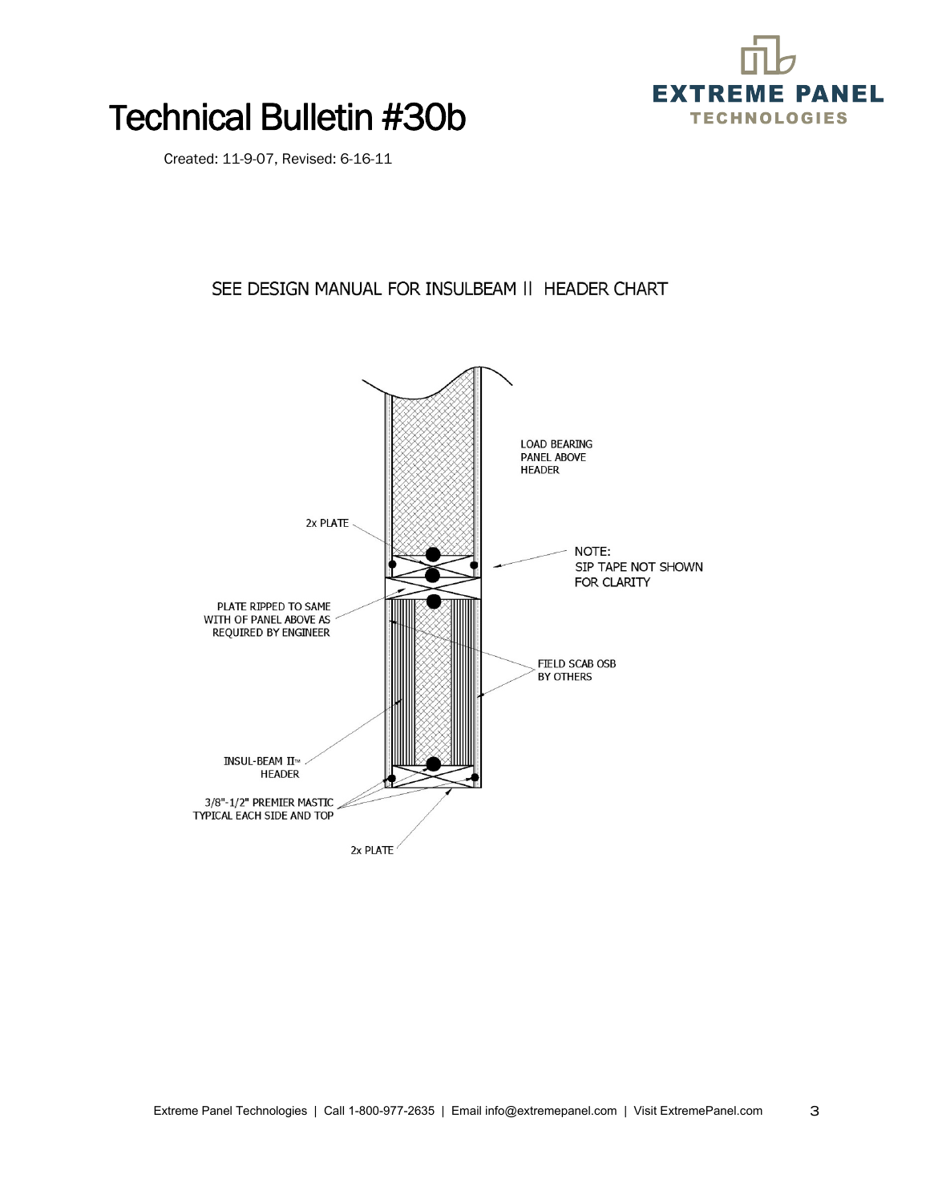# Technical Bulletin #30b

Created: 11-9-07, Revised: 6-16-11

SEE DESIGN MANUAL FOR INSULBEAM II HEADER CHART

LOAD BEARING PANEL ABOVE HEADER

2x PLATE

NOTE: SIP TAPE NOT SHOWN FOR CLARITY

PLATE RIPPED TO SAME WITH OF PANEL ABOVE AS REQUIRED BY ENGINEER

FIELD SCAB OSB BY OTHERS

INSUL-BEAM II™ HEADER

3/8"-1/2" PREMIER MASTIC TYPICAL EACH SIDE AND TOP

2x PLATE